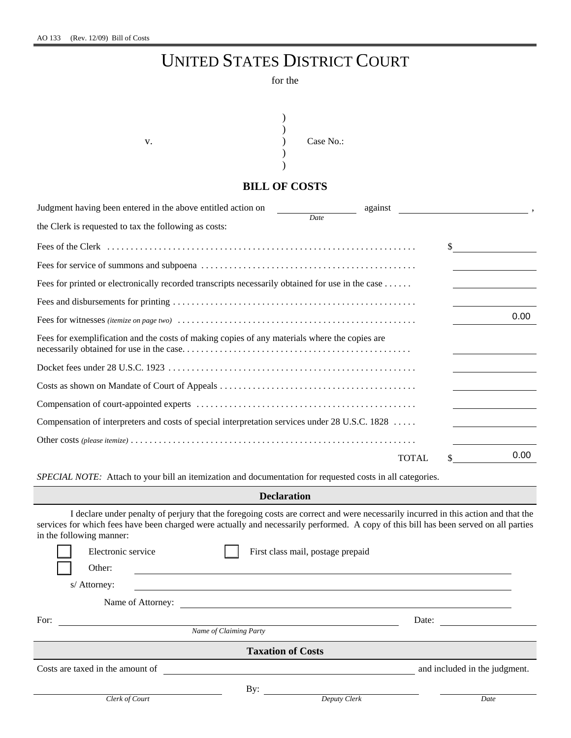AO 133 (Rev. 12/09) Bill of Costs

# UNITED STATES DISTRICT COURT

for the

v. ) Case No.:

## BILL OF COSTS

Judgment having been entered in the above entitled action on \_\_\_\_\_\_\_\_\_\_ (Date) against \_\_\_\_\_\_\_\_\_\_,

the Clerk is requested to tax the following as costs:

| Item | Amount |
|---|---|
| Fees of the Clerk | $ |
| Fees for service of summons and subpoena | |
| Fees for printed or electronically recorded transcripts necessarily obtained for use in the case | |
| Fees and disbursements for printing | |
| Fees for witnesses *(itemize on page two)* | 0.00 |
| Fees for exemplification and the costs of making copies of any materials where the copies are necessarily obtained for use in the case. | |
| Docket fees under 28 U.S.C. 1923 | |
| Costs as shown on Mandate of Court of Appeals | |
| Compensation of court-appointed experts | |
| Compensation of interpreters and costs of special interpretation services under 28 U.S.C. 1828 | |
| Other costs *(please itemize)* | |
| TOTAL | $ 0.00 |

*SPECIAL NOTE:* Attach to your bill an itemization and documentation for requested costs in all categories.

### Declaration

I declare under penalty of perjury that the foregoing costs are correct and were necessarily incurred in this action and that the services for which fees have been charged were actually and necessarily performed. A copy of this bill has been served on all parties in the following manner:

☐ Electronic service ☐ First class mail, postage prepaid

☐ Other: \_\_\_\_\_\_\_\_\_\_

s/ Attorney: \_\_\_\_\_\_\_\_\_\_

Name of Attorney: \_\_\_\_\_\_\_\_\_\_

For: \_\_\_\_\_\_\_\_\_\_ (Name of Claiming Party) Date: \_\_\_\_\_\_\_\_\_\_

### Taxation of Costs

Costs are taxed in the amount of \_\_\_\_\_\_\_\_\_\_ and included in the judgment.

\_\_\_\_\_\_\_\_\_\_ (Clerk of Court) By: \_\_\_\_\_\_\_\_\_\_ (Deputy Clerk) \_\_\_\_\_\_\_\_\_\_ (Date)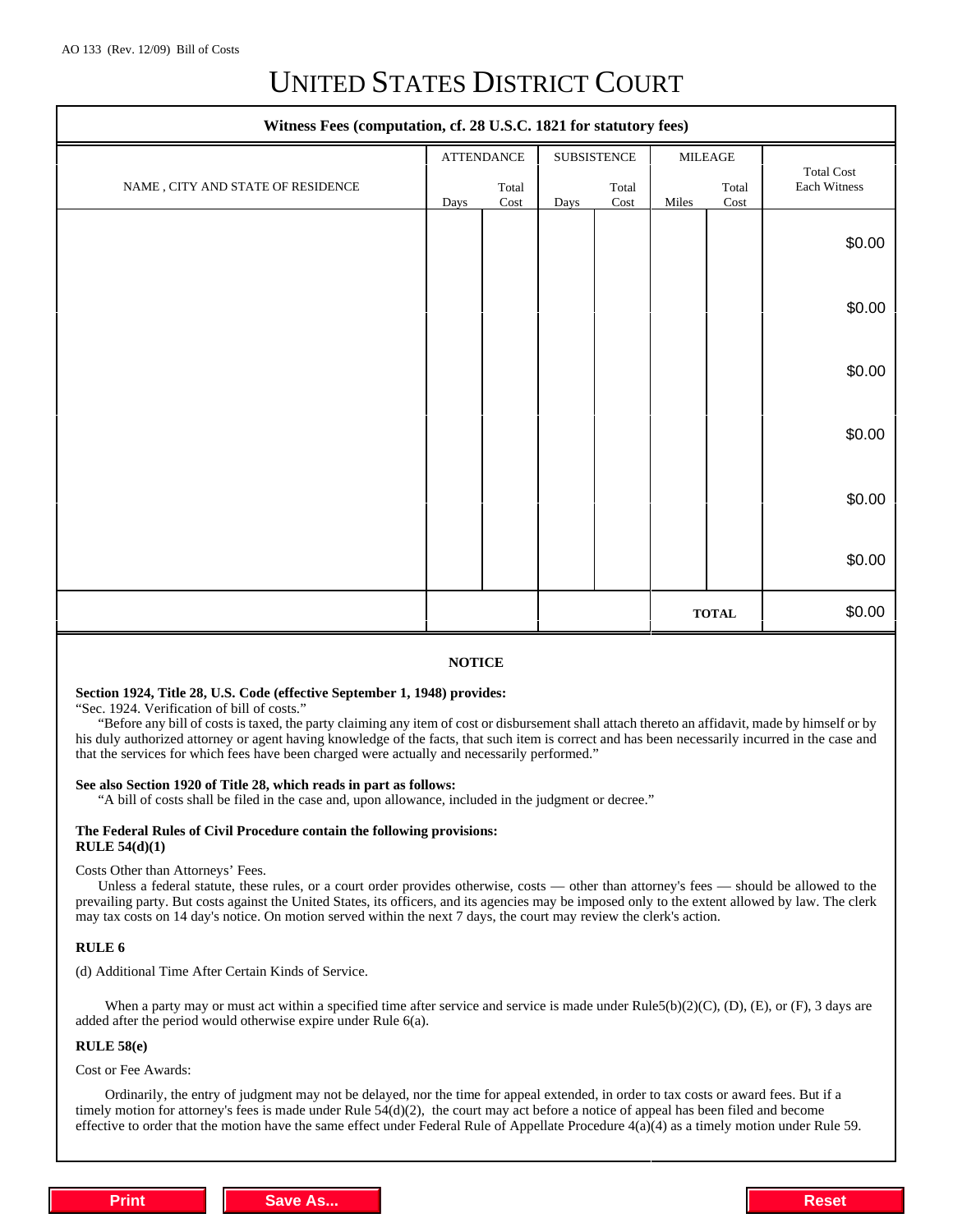AO 133 (Rev. 12/09) Bill of Costs

# UNITED STATES DISTRICT COURT

**Witness Fees (computation, cf. 28 U.S.C. 1821 for statutory fees)**

| NAME , CITY AND STATE OF RESIDENCE | ATTENDANCE | | SUBSISTENCE | | MILEAGE | | Total Cost Each Witness |
|---|---|---|---|---|---|---|---|
| | Days | Total Cost | Days | Total Cost | Miles | Total Cost | |
| | | | | | | | $0.00 |
| | | | | | | | $0.00 |
| | | | | | | | $0.00 |
| | | | | | | | $0.00 |
| | | | | | | | $0.00 |
| | | | | | | | $0.00 |
| | | | | | | **TOTAL** | $0.00 |

## NOTICE

**Section 1924, Title 28, U.S. Code (effective September 1, 1948) provides:**

"Sec. 1924. Verification of bill of costs."

"Before any bill of costs is taxed, the party claiming any item of cost or disbursement shall attach thereto an affidavit, made by himself or by his duly authorized attorney or agent having knowledge of the facts, that such item is correct and has been necessarily incurred in the case and that the services for which fees have been charged were actually and necessarily performed."

**See also Section 1920 of Title 28, which reads in part as follows:**

"A bill of costs shall be filed in the case and, upon allowance, included in the judgment or decree."

**The Federal Rules of Civil Procedure contain the following provisions:**
**RULE 54(d)(1)**

Costs Other than Attorneys' Fees.

Unless a federal statute, these rules, or a court order provides otherwise, costs — other than attorney's fees — should be allowed to the prevailing party. But costs against the United States, its officers, and its agencies may be imposed only to the extent allowed by law. The clerk may tax costs on 14 day's notice. On motion served within the next 7 days, the court may review the clerk's action.

**RULE 6**

(d) Additional Time After Certain Kinds of Service.

When a party may or must act within a specified time after service and service is made under Rule5(b)(2)(C), (D), (E), or (F), 3 days are added after the period would otherwise expire under Rule 6(a).

**RULE 58(e)**

Cost or Fee Awards:

Ordinarily, the entry of judgment may not be delayed, nor the time for appeal extended, in order to tax costs or award fees. But if a timely motion for attorney's fees is made under Rule 54(d)(2), the court may act before a notice of appeal has been filed and become effective to order that the motion have the same effect under Federal Rule of Appellate Procedure 4(a)(4) as a timely motion under Rule 59.

Print | Save As... | Reset